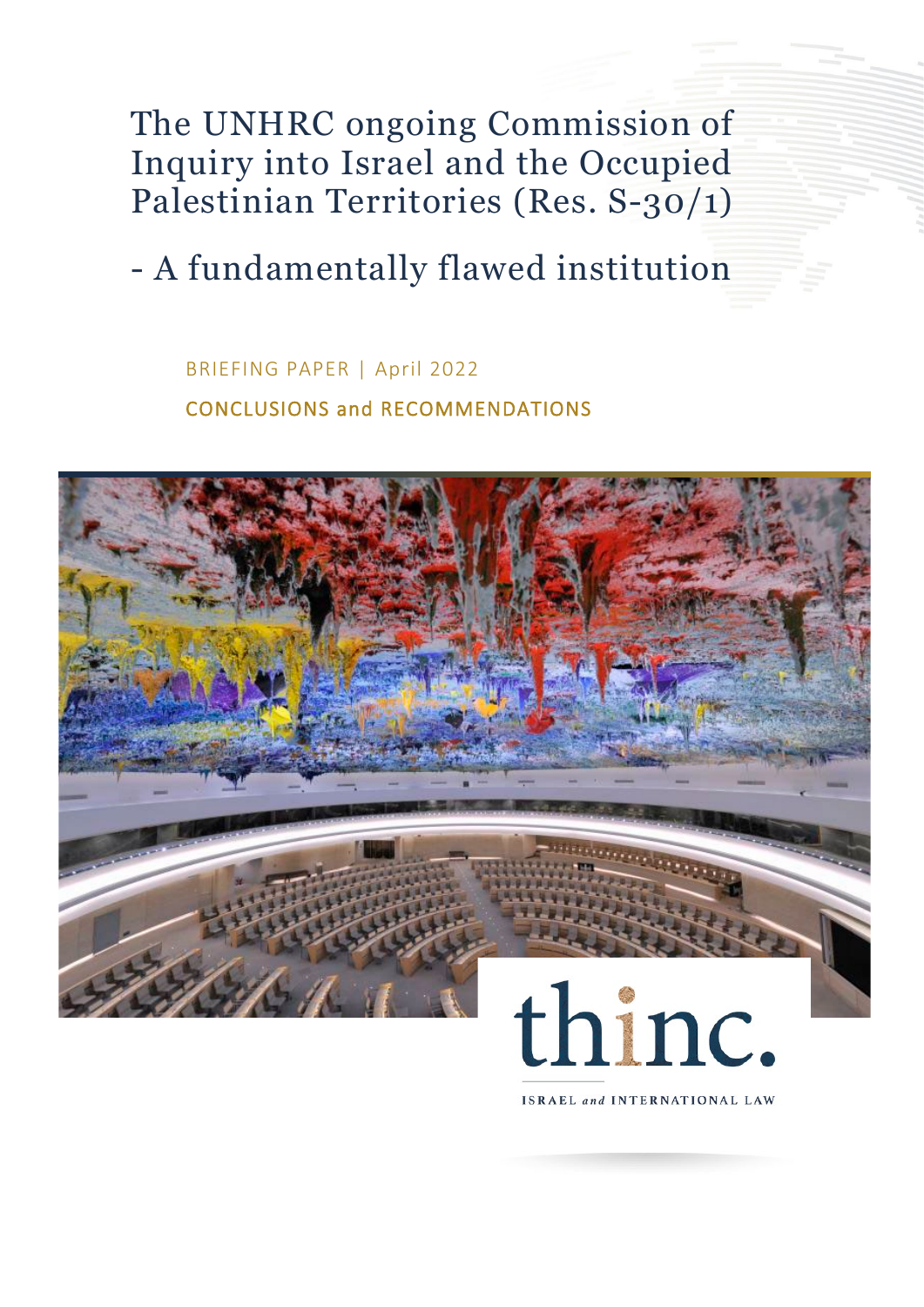# The UNHRC ongoing Commission of Inquiry into Israel and the Occupied Palestinian Territories (Res. S-30/1)

# - A fundamentally flawed institution

BRIEFING PAPER | April 2022

CONCLUSIONS and RECOMMENDATIONS

thinc.

ISRAEL *and* INTERNATIONAL LAW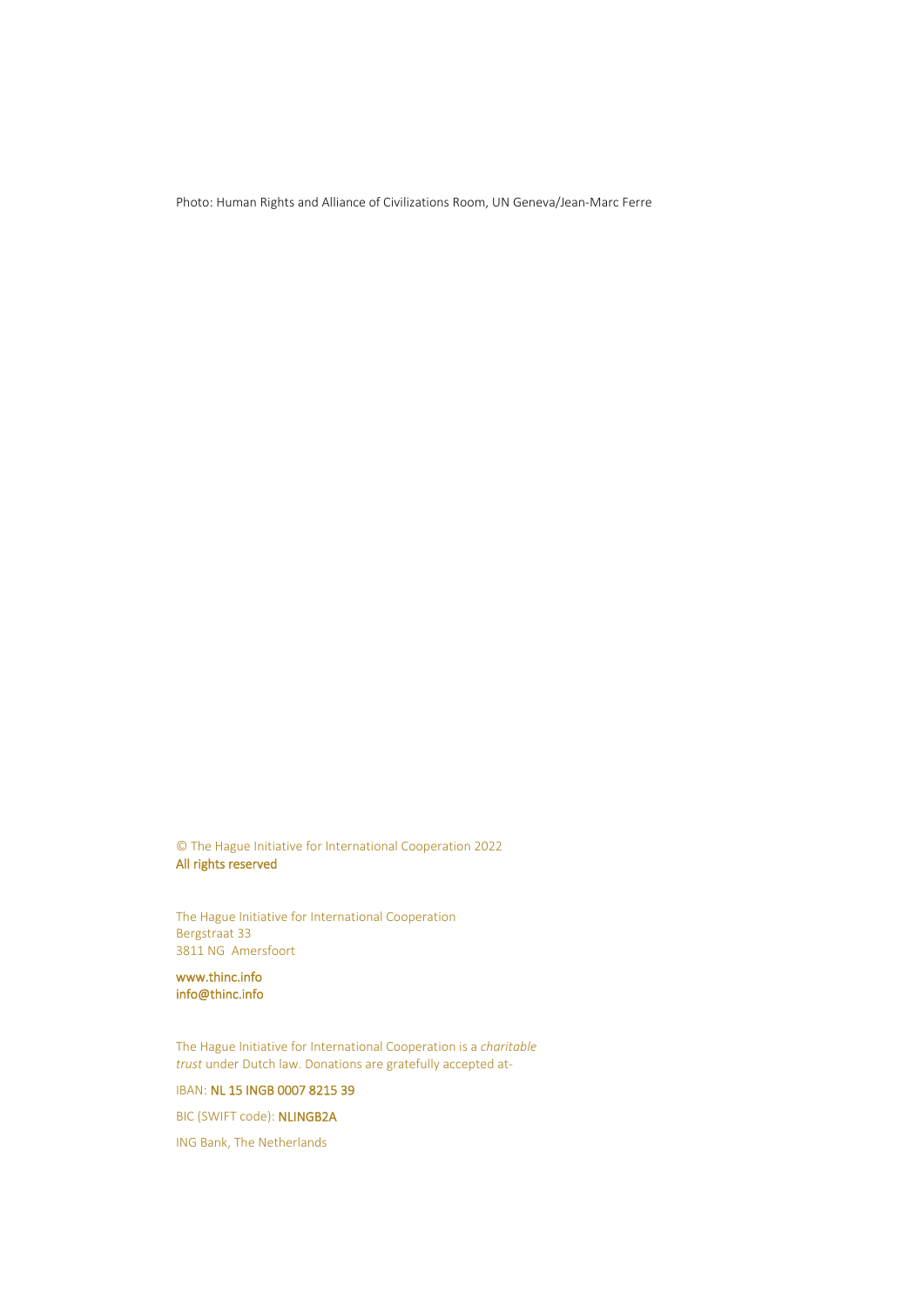Photo: Human Rights and Alliance of Civilizations Room, UN Geneva/Jean-Marc Ferre

© The Hague Initiative for International Cooperation 2022
All rights reserved

The Hague Initiative for International Cooperation
Bergstraat 33
3811 NG Amersfoort

www.thinc.info
info@thinc.info

The Hague Initiative for International Cooperation is a *charitable trust* under Dutch law. Donations are gratefully accepted at-

IBAN: NL 15 INGB 0007 8215 39

BIC (SWIFT code): NLINGB2A

ING Bank, The Netherlands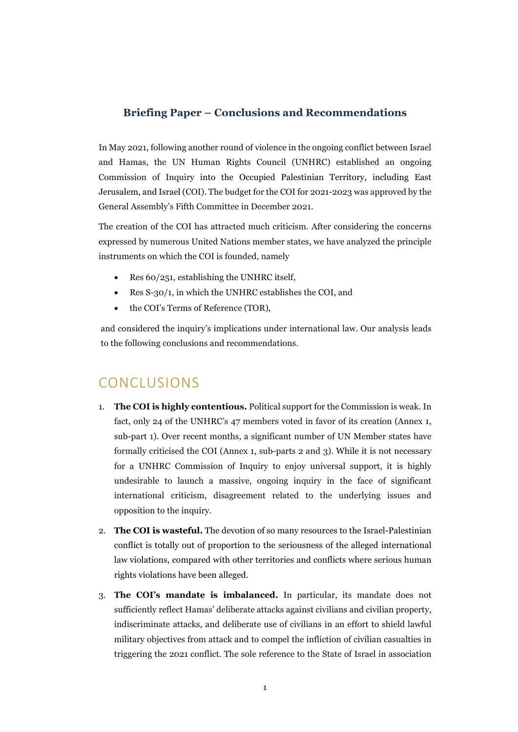## Briefing Paper – Conclusions and Recommendations

In May 2021, following another round of violence in the ongoing conflict between Israel and Hamas, the UN Human Rights Council (UNHRC) established an ongoing Commission of Inquiry into the Occupied Palestinian Territory, including East Jerusalem, and Israel (COI). The budget for the COI for 2021-2023 was approved by the General Assembly's Fifth Committee in December 2021.

The creation of the COI has attracted much criticism. After considering the concerns expressed by numerous United Nations member states, we have analyzed the principle instruments on which the COI is founded, namely

- Res 60/251, establishing the UNHRC itself,
- Res S-30/1, in which the UNHRC establishes the COI, and
- the COI's Terms of Reference (TOR),

and considered the inquiry's implications under international law. Our analysis leads to the following conclusions and recommendations.

# CONCLUSIONS

1. **The COI is highly contentious.** Political support for the Commission is weak. In fact, only 24 of the UNHRC's 47 members voted in favor of its creation (Annex 1, sub-part 1). Over recent months, a significant number of UN Member states have formally criticised the COI (Annex 1, sub-parts 2 and 3). While it is not necessary for a UNHRC Commission of Inquiry to enjoy universal support, it is highly undesirable to launch a massive, ongoing inquiry in the face of significant international criticism, disagreement related to the underlying issues and opposition to the inquiry.

2. **The COI is wasteful.** The devotion of so many resources to the Israel-Palestinian conflict is totally out of proportion to the seriousness of the alleged international law violations, compared with other territories and conflicts where serious human rights violations have been alleged.

3. **The COI's mandate is imbalanced.** In particular, its mandate does not sufficiently reflect Hamas' deliberate attacks against civilians and civilian property, indiscriminate attacks, and deliberate use of civilians in an effort to shield lawful military objectives from attack and to compel the infliction of civilian casualties in triggering the 2021 conflict. The sole reference to the State of Israel in association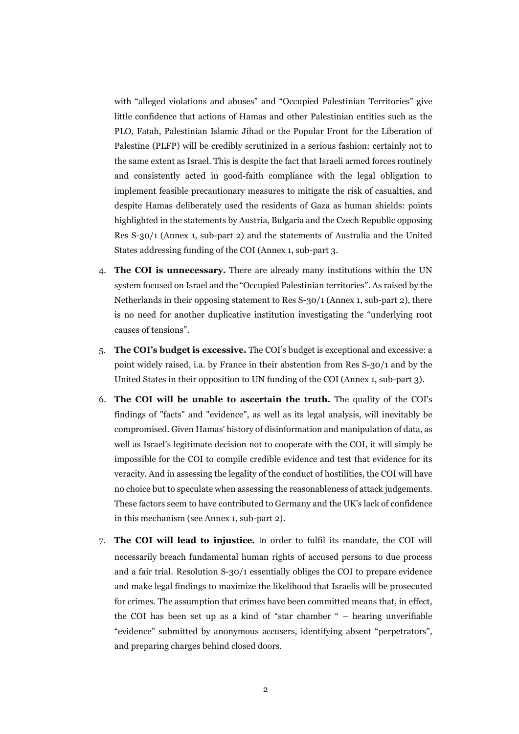with "alleged violations and abuses" and "Occupied Palestinian Territories" give little confidence that actions of Hamas and other Palestinian entities such as the PLO, Fatah, Palestinian Islamic Jihad or the Popular Front for the Liberation of Palestine (PLFP) will be credibly scrutinized in a serious fashion: certainly not to the same extent as Israel. This is despite the fact that Israeli armed forces routinely and consistently acted in good-faith compliance with the legal obligation to implement feasible precautionary measures to mitigate the risk of casualties, and despite Hamas deliberately used the residents of Gaza as human shields: points highlighted in the statements by Austria, Bulgaria and the Czech Republic opposing Res S-30/1 (Annex 1, sub-part 2) and the statements of Australia and the United States addressing funding of the COI (Annex 1, sub-part 3.

4. **The COI is unnecessary.** There are already many institutions within the UN system focused on Israel and the "Occupied Palestinian territories". As raised by the Netherlands in their opposing statement to Res S-30/1 (Annex 1, sub-part 2), there is no need for another duplicative institution investigating the "underlying root causes of tensions".

5. **The COI's budget is excessive.** The COI's budget is exceptional and excessive: a point widely raised, i.a. by France in their abstention from Res S-30/1 and by the United States in their opposition to UN funding of the COI (Annex 1, sub-part 3).

6. **The COI will be unable to ascertain the truth.** The quality of the COI's findings of "facts" and "evidence", as well as its legal analysis, will inevitably be compromised. Given Hamas' history of disinformation and manipulation of data, as well as Israel's legitimate decision not to cooperate with the COI, it will simply be impossible for the COI to compile credible evidence and test that evidence for its veracity. And in assessing the legality of the conduct of hostilities, the COI will have no choice but to speculate when assessing the reasonableness of attack judgements. These factors seem to have contributed to Germany and the UK's lack of confidence in this mechanism (see Annex 1, sub-part 2).

7. **The COI will lead to injustice.** In order to fulfil its mandate, the COI will necessarily breach fundamental human rights of accused persons to due process and a fair trial. Resolution S-30/1 essentially obliges the COI to prepare evidence and make legal findings to maximize the likelihood that Israelis will be prosecuted for crimes. The assumption that crimes have been committed means that, in effect, the COI has been set up as a kind of "star chamber " – hearing unverifiable "evidence" submitted by anonymous accusers, identifying absent "perpetrators", and preparing charges behind closed doors.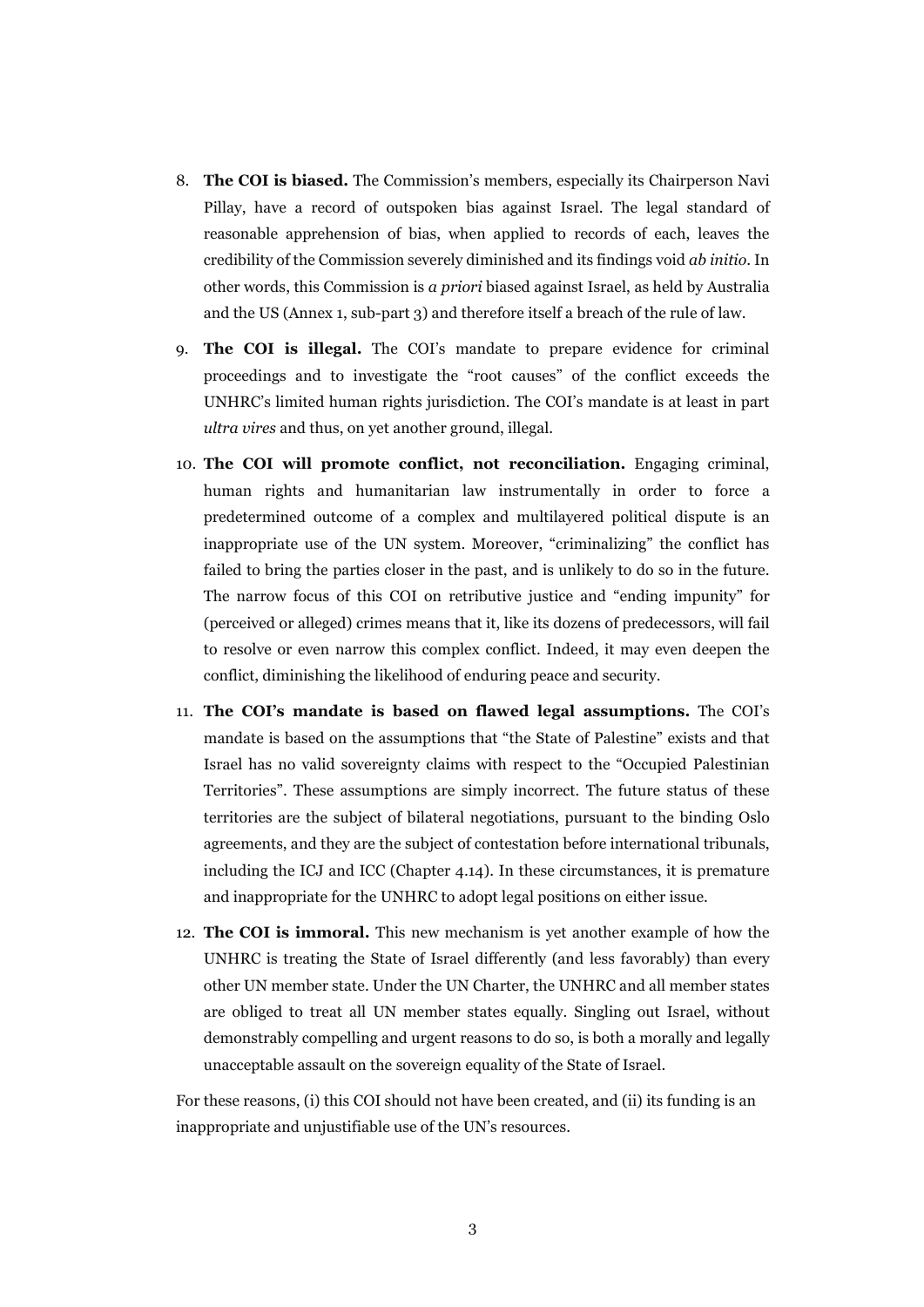8. **The COI is biased.** The Commission's members, especially its Chairperson Navi Pillay, have a record of outspoken bias against Israel. The legal standard of reasonable apprehension of bias, when applied to records of each, leaves the credibility of the Commission severely diminished and its findings void *ab initio*. In other words, this Commission is *a priori* biased against Israel, as held by Australia and the US (Annex 1, sub-part 3) and therefore itself a breach of the rule of law.

9. **The COI is illegal.** The COI's mandate to prepare evidence for criminal proceedings and to investigate the "root causes" of the conflict exceeds the UNHRC's limited human rights jurisdiction. The COI's mandate is at least in part *ultra vires* and thus, on yet another ground, illegal.

10. **The COI will promote conflict, not reconciliation.** Engaging criminal, human rights and humanitarian law instrumentally in order to force a predetermined outcome of a complex and multilayered political dispute is an inappropriate use of the UN system. Moreover, "criminalizing" the conflict has failed to bring the parties closer in the past, and is unlikely to do so in the future. The narrow focus of this COI on retributive justice and "ending impunity" for (perceived or alleged) crimes means that it, like its dozens of predecessors, will fail to resolve or even narrow this complex conflict. Indeed, it may even deepen the conflict, diminishing the likelihood of enduring peace and security.

11. **The COI's mandate is based on flawed legal assumptions.** The COI's mandate is based on the assumptions that "the State of Palestine" exists and that Israel has no valid sovereignty claims with respect to the "Occupied Palestinian Territories". These assumptions are simply incorrect. The future status of these territories are the subject of bilateral negotiations, pursuant to the binding Oslo agreements, and they are the subject of contestation before international tribunals, including the ICJ and ICC (Chapter 4.14). In these circumstances, it is premature and inappropriate for the UNHRC to adopt legal positions on either issue.

12. **The COI is immoral.** This new mechanism is yet another example of how the UNHRC is treating the State of Israel differently (and less favorably) than every other UN member state. Under the UN Charter, the UNHRC and all member states are obliged to treat all UN member states equally. Singling out Israel, without demonstrably compelling and urgent reasons to do so, is both a morally and legally unacceptable assault on the sovereign equality of the State of Israel.

For these reasons, (i) this COI should not have been created, and (ii) its funding is an inappropriate and unjustifiable use of the UN's resources.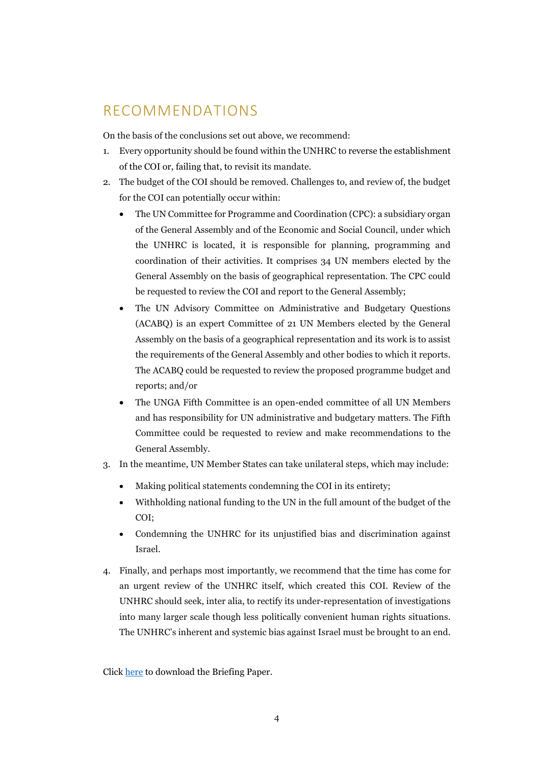## RECOMMENDATIONS

On the basis of the conclusions set out above, we recommend:

1. Every opportunity should be found within the UNHRC to reverse the establishment of the COI or, failing that, to revisit its mandate.
2. The budget of the COI should be removed. Challenges to, and review of, the budget for the COI can potentially occur within:
   - The UN Committee for Programme and Coordination (CPC): a subsidiary organ of the General Assembly and of the Economic and Social Council, under which the UNHRC is located, it is responsible for planning, programming and coordination of their activities. It comprises 34 UN members elected by the General Assembly on the basis of geographical representation. The CPC could be requested to review the COI and report to the General Assembly;
   - The UN Advisory Committee on Administrative and Budgetary Questions (ACABQ) is an expert Committee of 21 UN Members elected by the General Assembly on the basis of a geographical representation and its work is to assist the requirements of the General Assembly and other bodies to which it reports. The ACABQ could be requested to review the proposed programme budget and reports; and/or
   - The UNGA Fifth Committee is an open-ended committee of all UN Members and has responsibility for UN administrative and budgetary matters. The Fifth Committee could be requested to review and make recommendations to the General Assembly.
3. In the meantime, UN Member States can take unilateral steps, which may include:
   - Making political statements condemning the COI in its entirety;
   - Withholding national funding to the UN in the full amount of the budget of the COI;
   - Condemning the UNHRC for its unjustified bias and discrimination against Israel.
4. Finally, and perhaps most importantly, we recommend that the time has come for an urgent review of the UNHRC itself, which created this COI. Review of the UNHRC should seek, inter alia, to rectify its under-representation of investigations into many larger scale though less politically convenient human rights situations. The UNHRC's inherent and systemic bias against Israel must be brought to an end.

Click here to download the Briefing Paper.